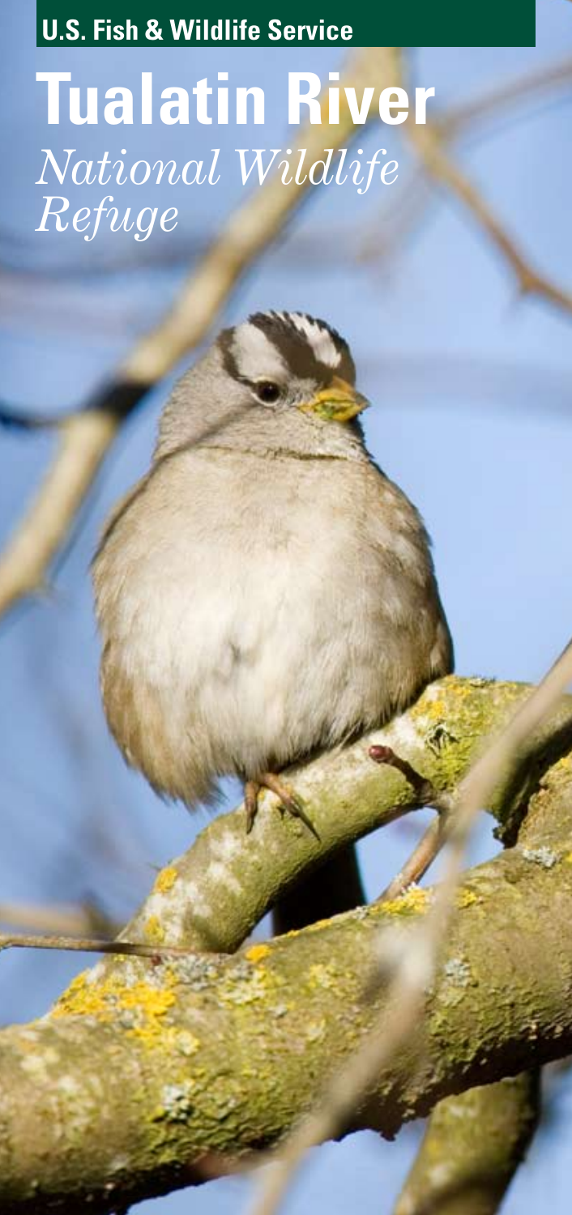U.S. Fish & Wildlife Service

# Tualatin River

*National Wildlife Refuge*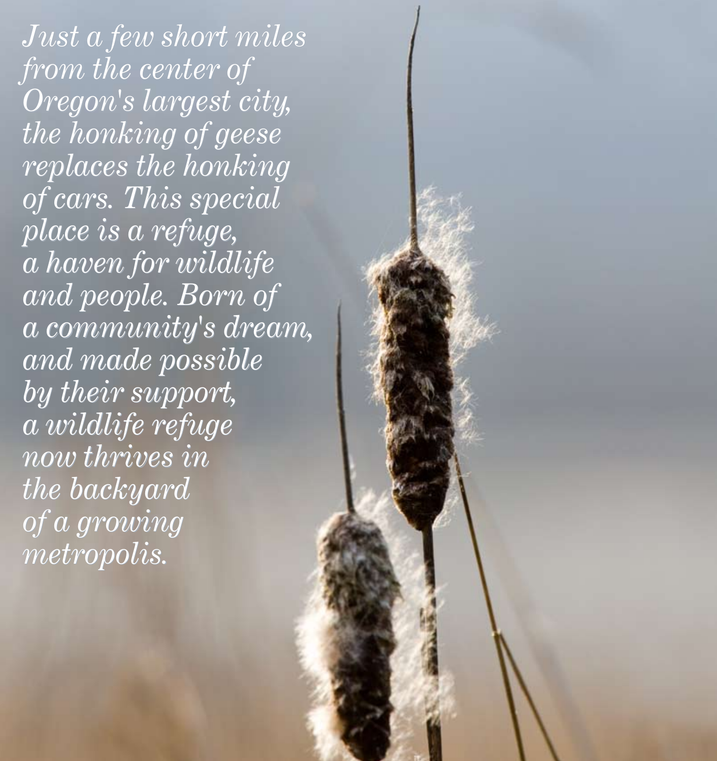*Just a few short miles from the center of Oregon's largest city, the honking of geese replaces the honking of cars. This special place is a refuge, a haven for wildlife and people. Born of a community's dream, and made possible by their support, a wildlife refuge now thrives in the backyard of a growing metropolis.*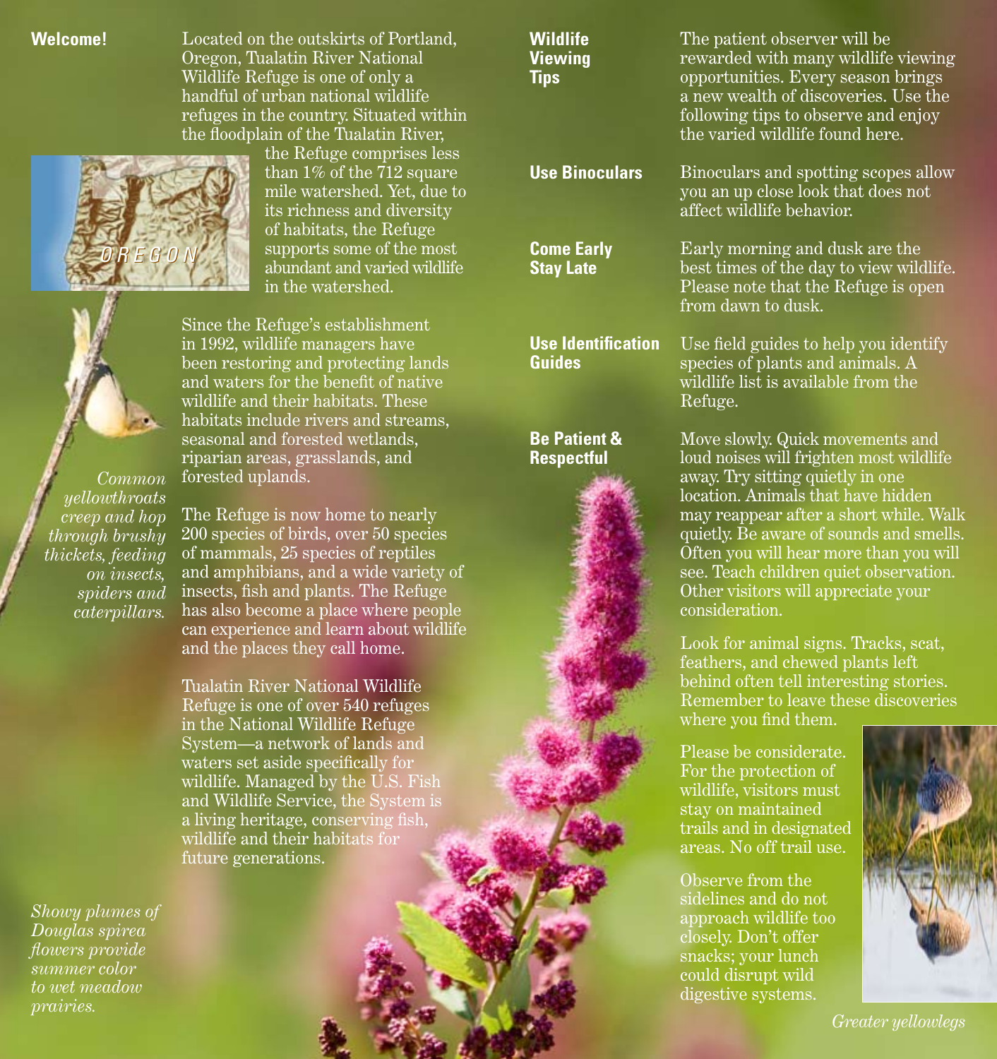## Welcome!

Located on the outskirts of Portland, Oregon, Tualatin River National Wildlife Refuge is one of only a handful of urban national wildlife refuges in the country. Situated within the floodplain of the Tualatin River, the Refuge comprises less than 1% of the 712 square mile watershed. Yet, due to its richness and diversity of habitats, the Refuge supports some of the most abundant and varied wildlife in the watershed.

OREGON

Since the Refuge's establishment in 1992, wildlife managers have been restoring and protecting lands and waters for the benefit of native wildlife and their habitats. These habitats include rivers and streams, seasonal and forested wetlands, riparian areas, grasslands, and forested uplands.

*Common yellowthroats creep and hop through brushy thickets, feeding on insects, spiders and caterpillars.*

The Refuge is now home to nearly 200 species of birds, over 50 species of mammals, 25 species of reptiles and amphibians, and a wide variety of insects, fish and plants. The Refuge has also become a place where people can experience and learn about wildlife and the places they call home.

Tualatin River National Wildlife Refuge is one of over 540 refuges in the National Wildlife Refuge System—a network of lands and waters set aside specifically for wildlife. Managed by the U.S. Fish and Wildlife Service, the System is a living heritage, conserving fish, wildlife and their habitats for future generations.

*Showy plumes of Douglas spirea flowers provide summer color to wet meadow prairies.*

## Wildlife Viewing Tips

The patient observer will be rewarded with many wildlife viewing opportunities. Every season brings a new wealth of discoveries. Use the following tips to observe and enjoy the varied wildlife found here.

**Use Binoculars**

Binoculars and spotting scopes allow you an up close look that does not affect wildlife behavior.

**Come Early Stay Late**

Early morning and dusk are the best times of the day to view wildlife. Please note that the Refuge is open from dawn to dusk.

**Use Identification Guides**

Use field guides to help you identify species of plants and animals. A wildlife list is available from the Refuge.

**Be Patient & Respectful**

Move slowly. Quick movements and loud noises will frighten most wildlife away. Try sitting quietly in one location. Animals that have hidden may reappear after a short while. Walk quietly. Be aware of sounds and smells. Often you will hear more than you will see. Teach children quiet observation. Other visitors will appreciate your consideration.

Look for animal signs. Tracks, scat, feathers, and chewed plants left behind often tell interesting stories. Remember to leave these discoveries where you find them.

Please be considerate. For the protection of wildlife, visitors must stay on maintained trails and in designated areas. No off trail use.

Observe from the sidelines and do not approach wildlife too closely. Don't offer snacks; your lunch could disrupt wild digestive systems.

*Greater yellowlegs*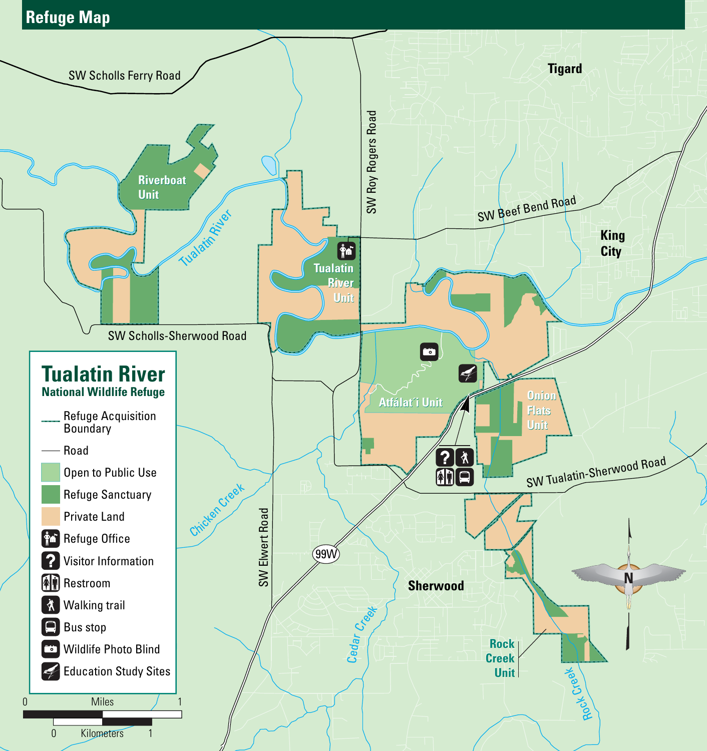# Refuge Map

## Tualatin River
### National Wildlife Refuge

- Refuge Acquisition Boundary
- Road
- Open to Public Use
- Refuge Sanctuary
- Private Land
- Refuge Office
- Visitor Information
- Restroom
- Walking trail
- Bus stop
- Wildlife Photo Blind
- Education Study Sites

Miles 0 – 1

Kilometers 0 – 1

SW Scholls Ferry Road

Tigard

SW Roy Rogers Road

Riverboat Unit

Tualatin River

SW Beef Bend Road

King City

Tualatin River Unit

SW Scholls-Sherwood Road

Atfálat'i Unit

Onion Flats Unit

SW Tualatin-Sherwood Road

Chicken Creek

SW Elwert Road

99W

Sherwood

Cedar Creek

Rock Creek Unit

Rock Creek

N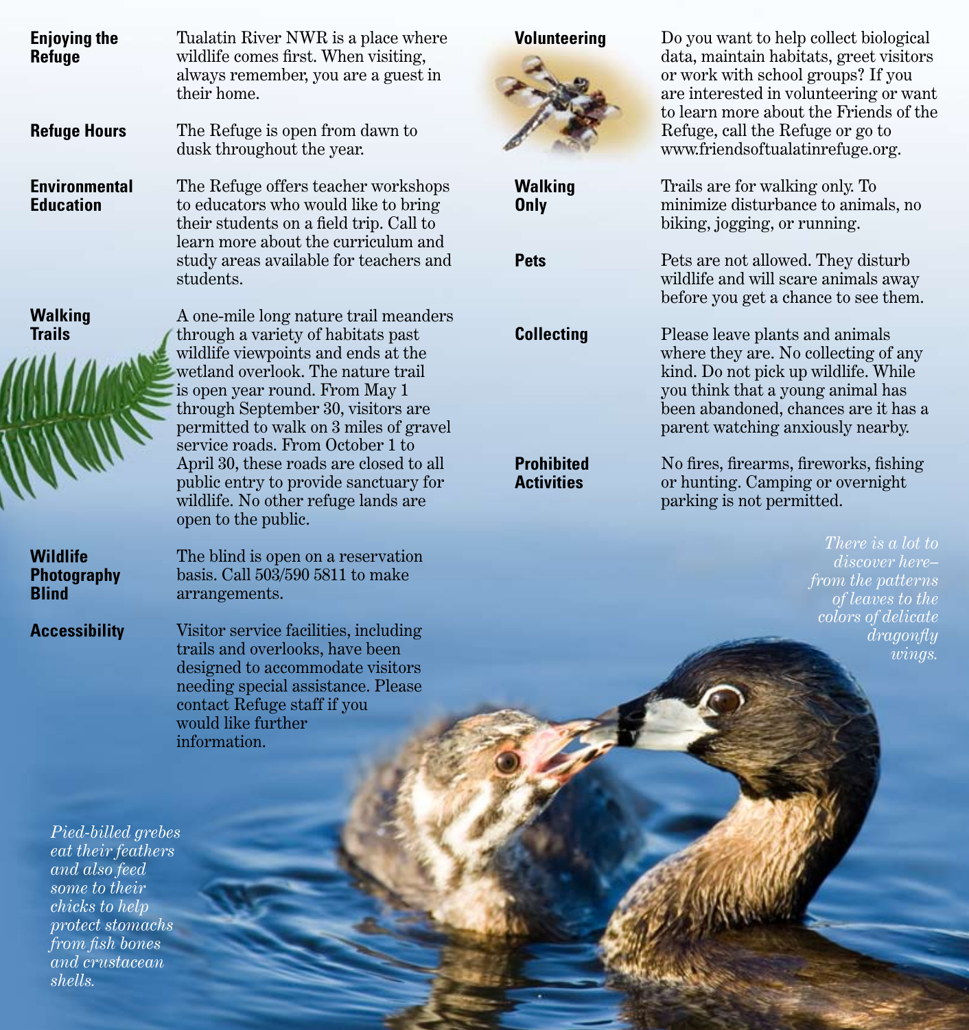**Enjoying the Refuge**

Tualatin River NWR is a place where wildlife comes first. When visiting, always remember, you are a guest in their home.

**Refuge Hours**

The Refuge is open from dawn to dusk throughout the year.

**Environmental Education**

The Refuge offers teacher workshops to educators who would like to bring their students on a field trip. Call to learn more about the curriculum and study areas available for teachers and students.

**Walking Trails**

A one-mile long nature trail meanders through a variety of habitats past wildlife viewpoints and ends at the wetland overlook. The nature trail is open year round. From May 1 through September 30, visitors are permitted to walk on 3 miles of gravel service roads. From October 1 to April 30, these roads are closed to all public entry to provide sanctuary for wildlife. No other refuge lands are open to the public.

**Wildlife Photography Blind**

The blind is open on a reservation basis. Call 503/590 5811 to make arrangements.

**Accessibility**

Visitor service facilities, including trails and overlooks, have been designed to accommodate visitors needing special assistance. Please contact Refuge staff if you would like further information.

*Pied-billed grebes eat their feathers and also feed some to their chicks to help protect stomachs from fish bones and crustacean shells.*

**Volunteering**

Do you want to help collect biological data, maintain habitats, greet visitors or work with school groups? If you are interested in volunteering or want to learn more about the Friends of the Refuge, call the Refuge or go to www.friendsoftualatinrefuge.org.

**Walking Only**

Trails are for walking only. To minimize disturbance to animals, no biking, jogging, or running.

**Pets**

Pets are not allowed. They disturb wildlife and will scare animals away before you get a chance to see them.

**Collecting**

Please leave plants and animals where they are. No collecting of any kind. Do not pick up wildlife. While you think that a young animal has been abandoned, chances are it has a parent watching anxiously nearby.

**Prohibited Activities**

No fires, firearms, fireworks, fishing or hunting. Camping or overnight parking is not permitted.

*There is a lot to discover here–from the patterns of leaves to the colors of delicate dragonfly wings.*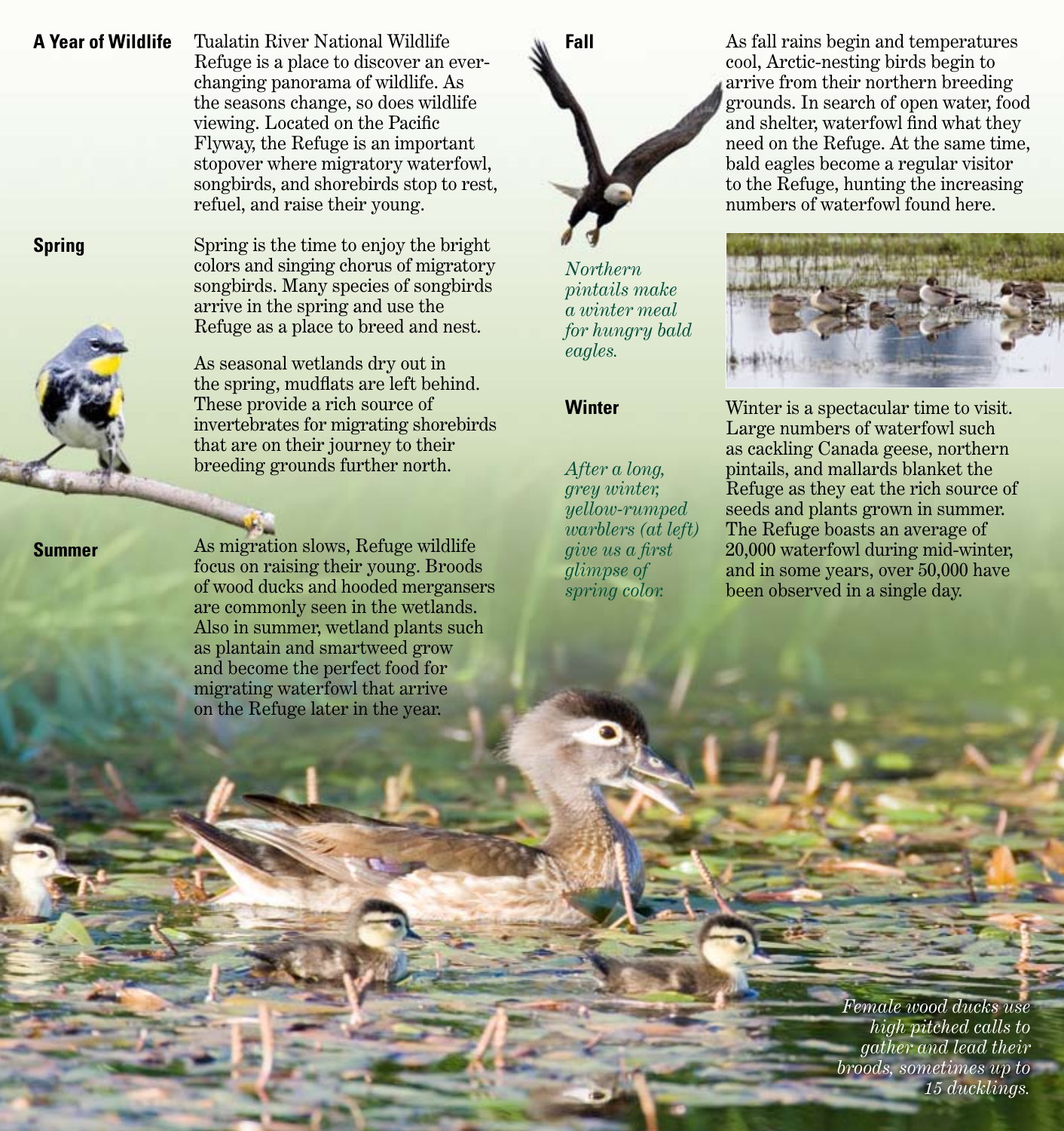## A Year of Wildlife

Tualatin River National Wildlife Refuge is a place to discover an ever-changing panorama of wildlife. As the seasons change, so does wildlife viewing. Located on the Pacific Flyway, the Refuge is an important stopover where migratory waterfowl, songbirds, and shorebirds stop to rest, refuel, and raise their young.

## Spring

Spring is the time to enjoy the bright colors and singing chorus of migratory songbirds. Many species of songbirds arrive in the spring and use the Refuge as a place to breed and nest.

As seasonal wetlands dry out in the spring, mudflats are left behind. These provide a rich source of invertebrates for migrating shorebirds that are on their journey to their breeding grounds further north.

## Summer

As migration slows, Refuge wildlife focus on raising their young. Broods of wood ducks and hooded mergansers are commonly seen in the wetlands. Also in summer, wetland plants such as plantain and smartweed grow and become the perfect food for migrating waterfowl that arrive on the Refuge later in the year.

## Fall

As fall rains begin and temperatures cool, Arctic-nesting birds begin to arrive from their northern breeding grounds. In search of open water, food and shelter, waterfowl find what they need on the Refuge. At the same time, bald eagles become a regular visitor to the Refuge, hunting the increasing numbers of waterfowl found here.

*Northern pintails make a winter meal for hungry bald eagles.*

## Winter

Winter is a spectacular time to visit. Large numbers of waterfowl such as cackling Canada geese, northern pintails, and mallards blanket the Refuge as they eat the rich source of seeds and plants grown in summer. The Refuge boasts an average of 20,000 waterfowl during mid-winter, and in some years, over 50,000 have been observed in a single day.

*After a long, grey winter, yellow-rumped warblers (at left) give us a first glimpse of spring color.*

*Female wood ducks use high pitched calls to gather and lead their broods, sometimes up to 15 ducklings.*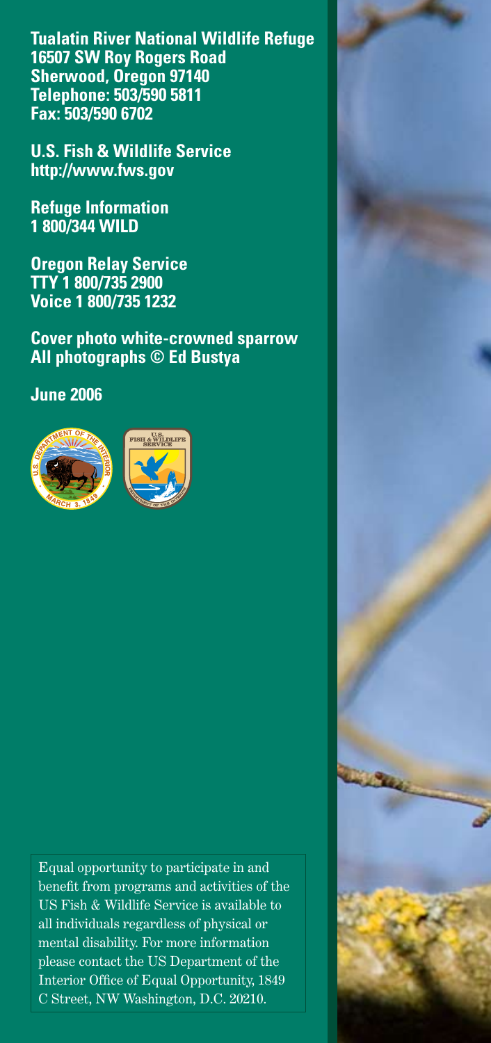**Tualatin River National Wildlife Refuge**
**16507 SW Roy Rogers Road**
**Sherwood, Oregon 97140**
**Telephone: 503/590 5811**
**Fax: 503/590 6702**

**U.S. Fish & Wildlife Service**
**http://www.fws.gov**

**Refuge Information**
**1 800/344 WILD**

**Oregon Relay Service**
**TTY 1 800/735 2900**
**Voice 1 800/735 1232**

**Cover photo white-crowned sparrow**
**All photographs © Ed Bustya**

**June 2006**

Equal opportunity to participate in and benefit from programs and activities of the US Fish & Wildlife Service is available to all individuals regardless of physical or mental disability. For more information please contact the US Department of the Interior Office of Equal Opportunity, 1849 C Street, NW Washington, D.C. 20210.